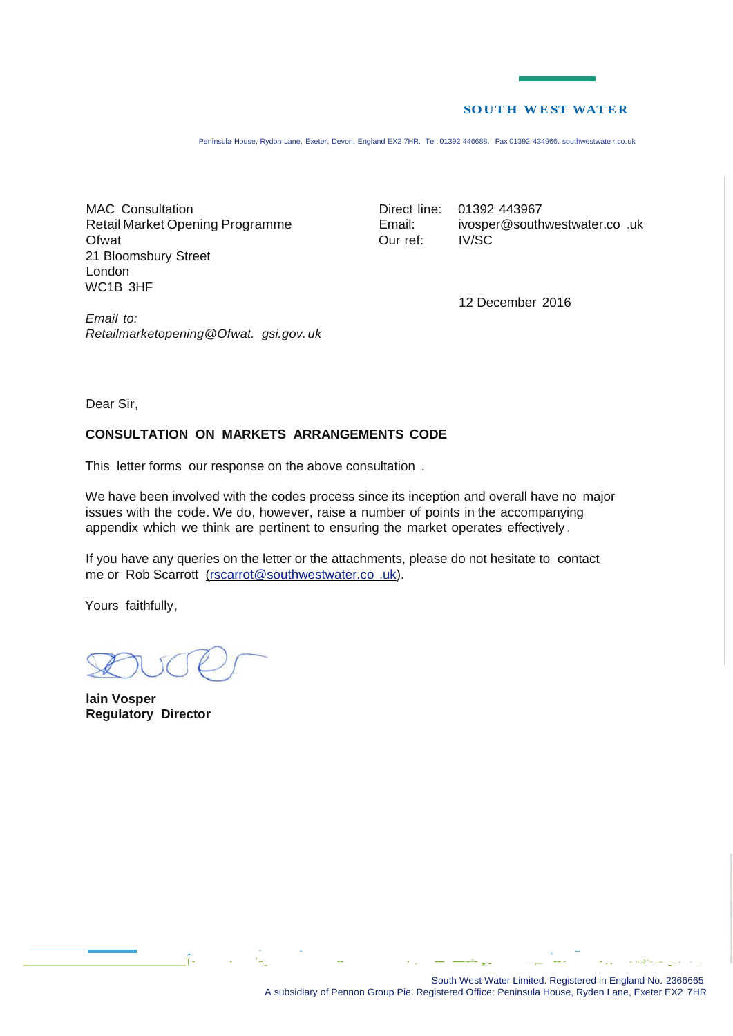**SOUTH WEST WATER**

Peninsula House, Rydon Lane, Exeter, Devon, England EX2 7HR. Tel: 01392 446688. Fax 01392 434966. southwestwater.co.uk

MAC Consultation
Retail Market Opening Programme
Ofwat
21 Bloomsbury Street
London
WC1B 3HF

*Email to:*
*Retailmarketopening@Ofwat.gsi.gov.uk*

Direct line: 01392 443967
Email: ivosper@southwestwater.co.uk
Our ref: IV/SC

12 December 2016

Dear Sir,

**CONSULTATION ON MARKETS ARRANGEMENTS CODE**

This letter forms our response on the above consultation.

We have been involved with the codes process since its inception and overall have no major issues with the code. We do, however, raise a number of points in the accompanying appendix which we think are pertinent to ensuring the market operates effectively.

If you have any queries on the letter or the attachments, please do not hesitate to contact me or Rob Scarrott (rscarrot@southwestwater.co.uk).

Yours faithfully,

**Iain Vosper**
**Regulatory Director**

South West Water Limited. Registered in England No. 2366665
A subsidiary of Pennon Group Plc. Registered Office: Peninsula House, Rydon Lane, Exeter EX2 7HR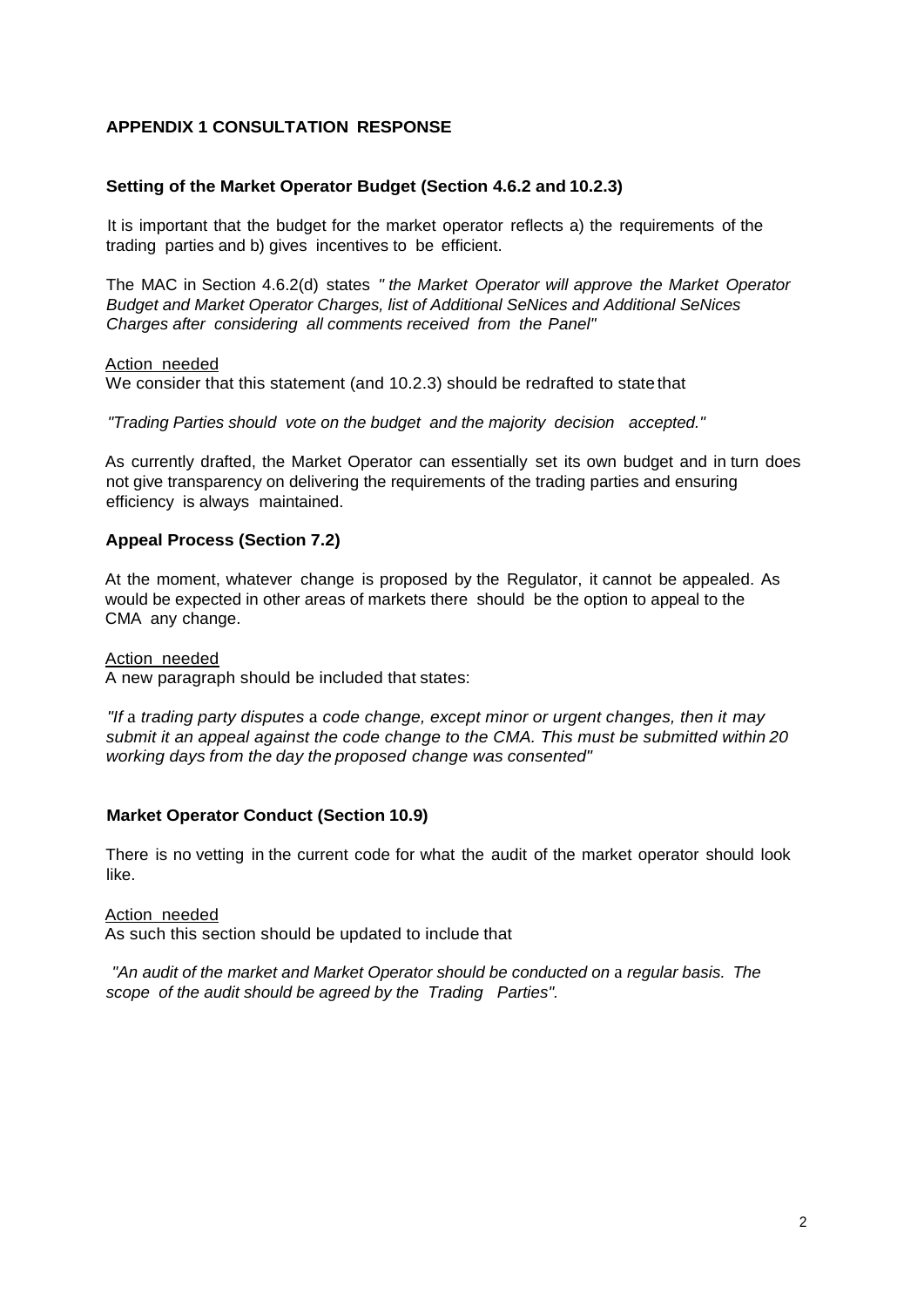## APPENDIX 1 CONSULTATION RESPONSE

### Setting of the Market Operator Budget (Section 4.6.2 and 10.2.3)

It is important that the budget for the market operator reflects a) the requirements of the trading parties and b) gives incentives to be efficient.

The MAC in Section 4.6.2(d) states *" the Market Operator will approve the Market Operator Budget and Market Operator Charges, list of Additional SeNices and Additional SeNices Charges after considering all comments received from the Panel"*

Action needed

We consider that this statement (and 10.2.3) should be redrafted to state that

*"Trading Parties should vote on the budget and the majority decision accepted."*

As currently drafted, the Market Operator can essentially set its own budget and in turn does not give transparency on delivering the requirements of the trading parties and ensuring efficiency is always maintained.

### Appeal Process (Section 7.2)

At the moment, whatever change is proposed by the Regulator, it cannot be appealed. As would be expected in other areas of markets there should be the option to appeal to the CMA any change.

Action needed

A new paragraph should be included that states:

*"If a trading party disputes a code change, except minor or urgent changes, then it may submit it an appeal against the code change to the CMA. This must be submitted within 20 working days from the day the proposed change was consented"*

### Market Operator Conduct (Section 10.9)

There is no vetting in the current code for what the audit of the market operator should look like.

Action needed

As such this section should be updated to include that

*"An audit of the market and Market Operator should be conducted on a regular basis. The scope of the audit should be agreed by the Trading Parties".*